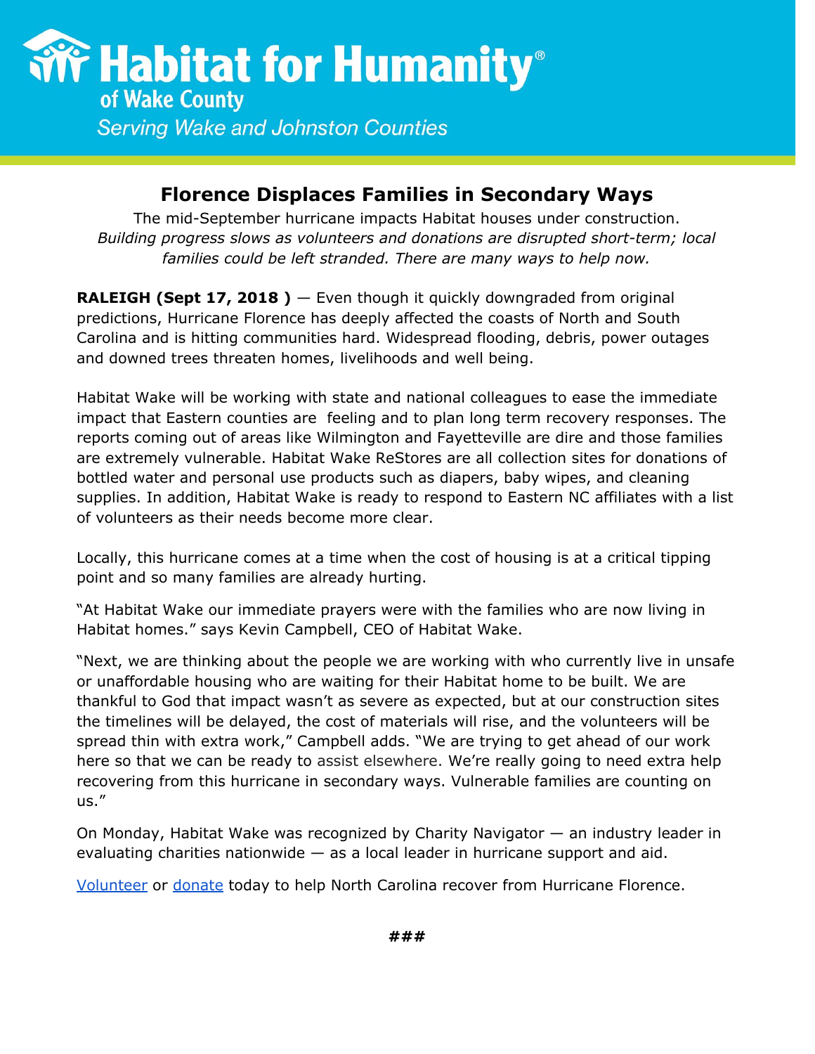# Habitat for Humanity® of Wake County

*Serving Wake and Johnston Counties*

## Florence Displaces Families in Secondary Ways

The mid-September hurricane impacts Habitat houses under construction.
*Building progress slows as volunteers and donations are disrupted short-term; local families could be left stranded. There are many ways to help now.*

**RALEIGH (Sept 17, 2018 )** — Even though it quickly downgraded from original predictions, Hurricane Florence has deeply affected the coasts of North and South Carolina and is hitting communities hard. Widespread flooding, debris, power outages and downed trees threaten homes, livelihoods and well being.

Habitat Wake will be working with state and national colleagues to ease the immediate impact that Eastern counties are feeling and to plan long term recovery responses. The reports coming out of areas like Wilmington and Fayetteville are dire and those families are extremely vulnerable. Habitat Wake ReStores are all collection sites for donations of bottled water and personal use products such as diapers, baby wipes, and cleaning supplies. In addition, Habitat Wake is ready to respond to Eastern NC affiliates with a list of volunteers as their needs become more clear.

Locally, this hurricane comes at a time when the cost of housing is at a critical tipping point and so many families are already hurting.

"At Habitat Wake our immediate prayers were with the families who are now living in Habitat homes." says Kevin Campbell, CEO of Habitat Wake.

"Next, we are thinking about the people we are working with who currently live in unsafe or unaffordable housing who are waiting for their Habitat home to be built. We are thankful to God that impact wasn't as severe as expected, but at our construction sites the timelines will be delayed, the cost of materials will rise, and the volunteers will be spread thin with extra work," Campbell adds. "We are trying to get ahead of our work here so that we can be ready to assist elsewhere. We're really going to need extra help recovering from this hurricane in secondary ways. Vulnerable families are counting on us."

On Monday, Habitat Wake was recognized by Charity Navigator — an industry leader in evaluating charities nationwide — as a local leader in hurricane support and aid.

Volunteer or donate today to help North Carolina recover from Hurricane Florence.

###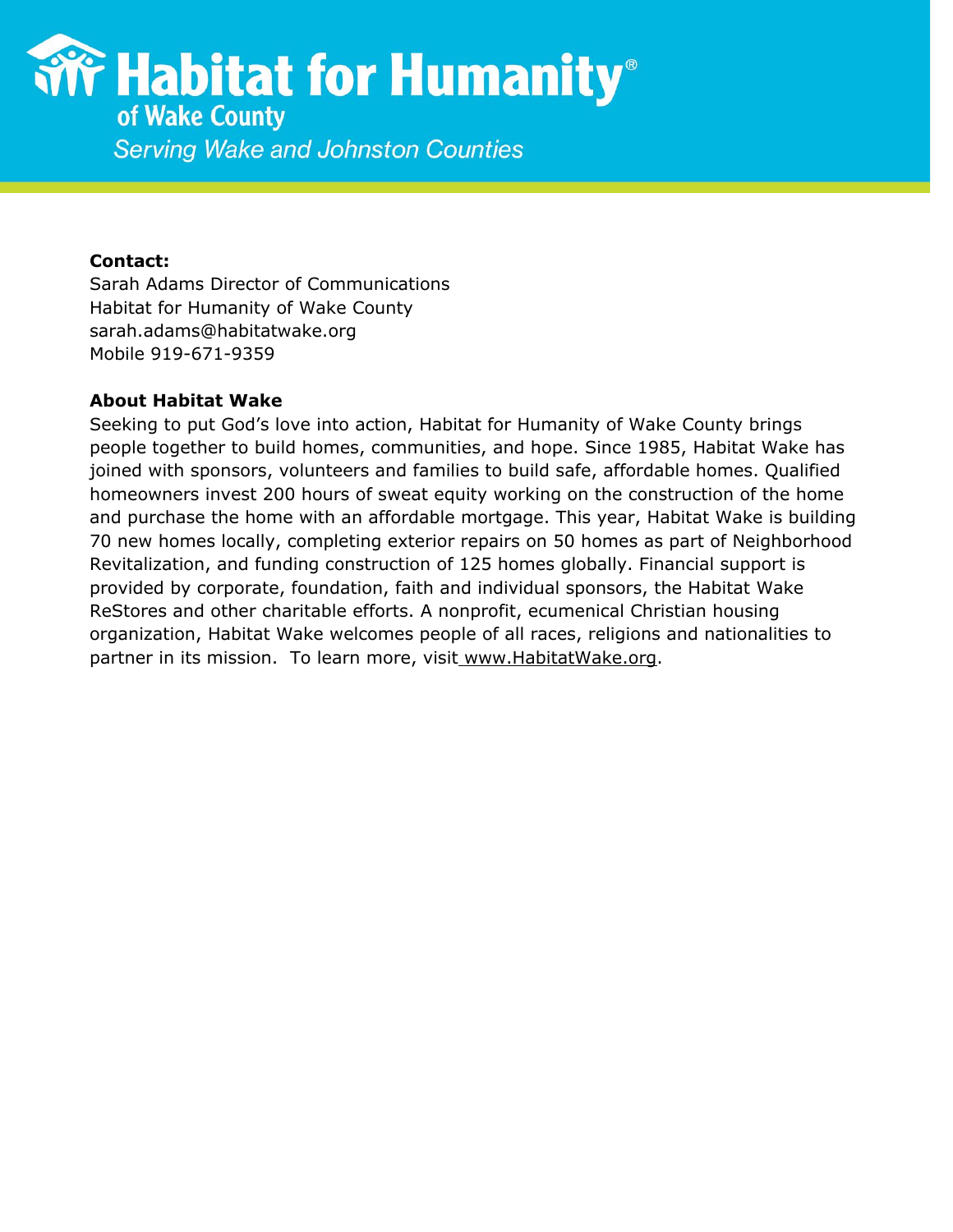# Habitat for Humanity® of Wake County

*Serving Wake and Johnston Counties*

**Contact:**
Sarah Adams Director of Communications
Habitat for Humanity of Wake County
sarah.adams@habitatwake.org
Mobile 919-671-9359

**About Habitat Wake**

Seeking to put God's love into action, Habitat for Humanity of Wake County brings people together to build homes, communities, and hope. Since 1985, Habitat Wake has joined with sponsors, volunteers and families to build safe, affordable homes. Qualified homeowners invest 200 hours of sweat equity working on the construction of the home and purchase the home with an affordable mortgage. This year, Habitat Wake is building 70 new homes locally, completing exterior repairs on 50 homes as part of Neighborhood Revitalization, and funding construction of 125 homes globally. Financial support is provided by corporate, foundation, faith and individual sponsors, the Habitat Wake ReStores and other charitable efforts. A nonprofit, ecumenical Christian housing organization, Habitat Wake welcomes people of all races, religions and nationalities to partner in its mission. To learn more, visit www.HabitatWake.org.